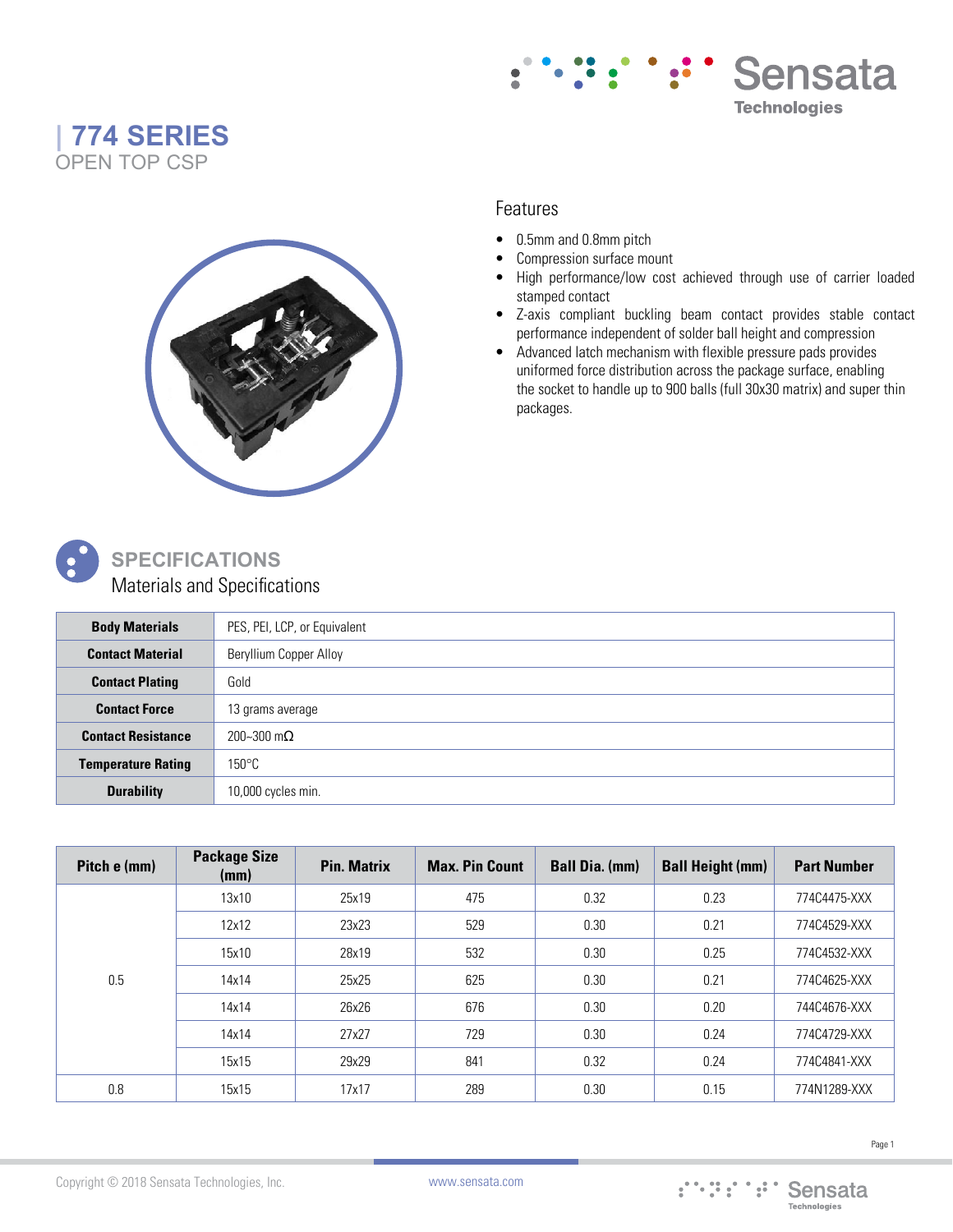# | 774 SERIES
OPEN TOP CSP

## Features

- 0.5mm and 0.8mm pitch
- Compression surface mount
- High performance/low cost achieved through use of carrier loaded stamped contact
- Z-axis compliant buckling beam contact provides stable contact performance independent of solder ball height and compression
- Advanced latch mechanism with flexible pressure pads provides uniformed force distribution across the package surface, enabling the socket to handle up to 900 balls (full 30x30 matrix) and super thin packages.

## SPECIFICATIONS

### Materials and Specifications

| | |
|---|---|
| **Body Materials** | PES, PEI, LCP, or Equivalent |
| **Contact Material** | Beryllium Copper Alloy |
| **Contact Plating** | Gold |
| **Contact Force** | 13 grams average |
| **Contact Resistance** | 200~300 mΩ |
| **Temperature Rating** | 150°C |
| **Durability** | 10,000 cycles min. |

| Pitch e (mm) | Package Size (mm) | Pin. Matrix | Max. Pin Count | Ball Dia. (mm) | Ball Height (mm) | Part Number |
|---|---|---|---|---|---|---|
| 0.5 | 13x10 | 25x19 | 475 | 0.32 | 0.23 | 774C4475-XXX |
| | 12x12 | 23x23 | 529 | 0.30 | 0.21 | 774C4529-XXX |
| | 15x10 | 28x19 | 532 | 0.30 | 0.25 | 774C4532-XXX |
| | 14x14 | 25x25 | 625 | 0.30 | 0.21 | 774C4625-XXX |
| | 14x14 | 26x26 | 676 | 0.30 | 0.20 | 744C4676-XXX |
| | 14x14 | 27x27 | 729 | 0.30 | 0.24 | 774C4729-XXX |
| | 15x15 | 29x29 | 841 | 0.32 | 0.24 | 774C4841-XXX |
| 0.8 | 15x15 | 17x17 | 289 | 0.30 | 0.15 | 774N1289-XXX |

Copyright © 2018 Sensata Technologies, Inc.

www.sensata.com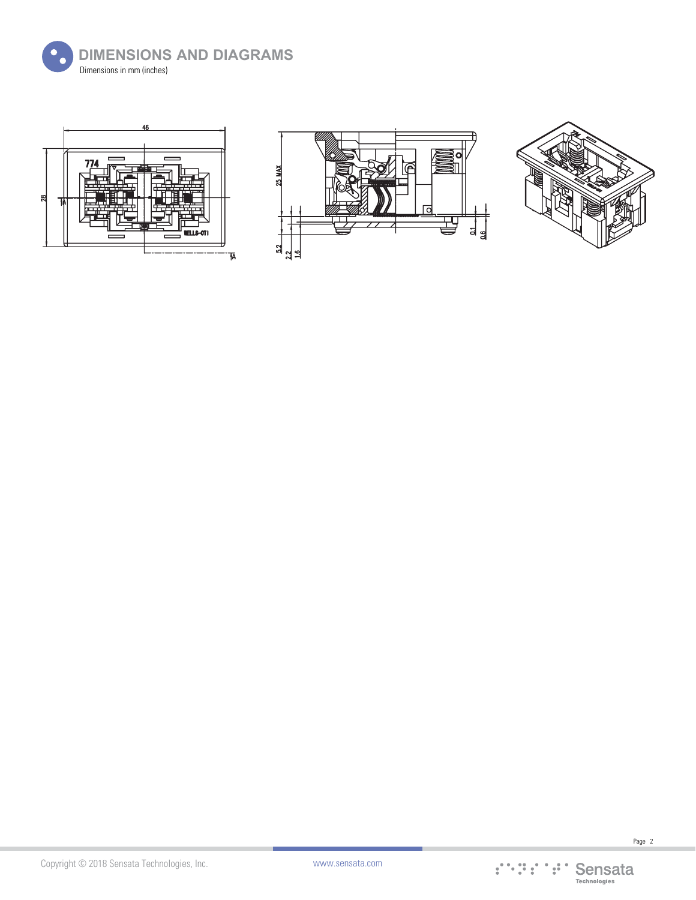## DIMENSIONS AND DIAGRAMS

Dimensions in mm (inches)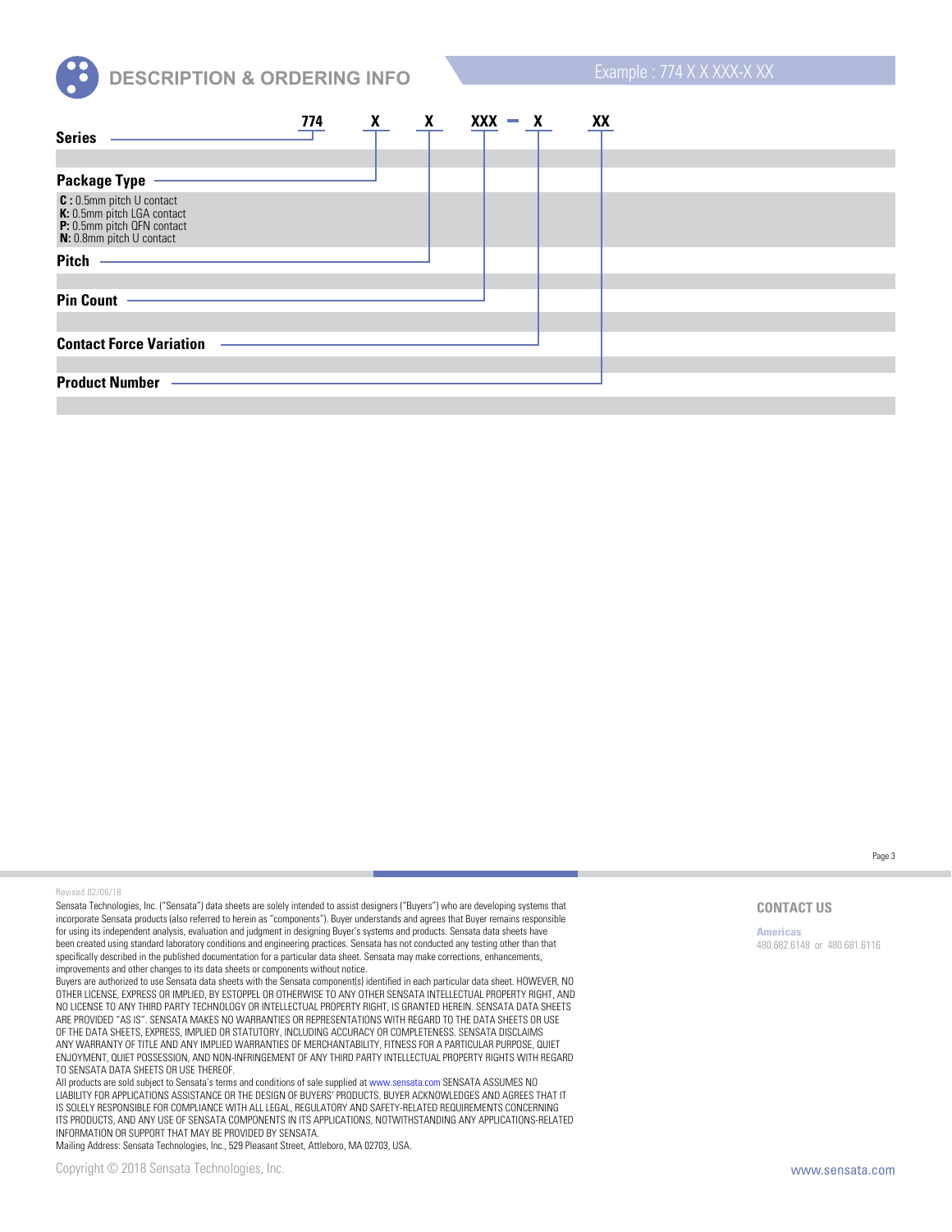## DESCRIPTION & ORDERING INFO

Example : 774 X X XXX-X XX

**774 X X XXX – X XX**

**Series**

**Package Type**

**C :** 0.5mm pitch U contact
**K:** 0.5mm pitch LGA contact
**P:** 0.5mm pitch QFN contact
**N:** 0.8mm pitch U contact

**Pitch**

**Pin Count**

**Contact Force Variation**

**Product Number**

Revised 02/06/18

Sensata Technologies, Inc. ("Sensata") data sheets are solely intended to assist designers ("Buyers") who are developing systems that incorporate Sensata products (also referred to herein as "components"). Buyer understands and agrees that Buyer remains responsible for using its independent analysis, evaluation and judgment in designing Buyer's systems and products. Sensata data sheets have been created using standard laboratory conditions and engineering practices. Sensata has not conducted any testing other than that specifically described in the published documentation for a particular data sheet. Sensata may make corrections, enhancements, improvements and other changes to its data sheets or components without notice.

Buyers are authorized to use Sensata data sheets with the Sensata component(s) identified in each particular data sheet. HOWEVER, NO OTHER LICENSE, EXPRESS OR IMPLIED, BY ESTOPPEL OR OTHERWISE TO ANY OTHER SENSATA INTELLECTUAL PROPERTY RIGHT, AND NO LICENSE TO ANY THIRD PARTY TECHNOLOGY OR INTELLECTUAL PROPERTY RIGHT, IS GRANTED HEREIN. SENSATA DATA SHEETS ARE PROVIDED "AS IS". SENSATA MAKES NO WARRANTIES OR REPRESENTATIONS WITH REGARD TO THE DATA SHEETS OR USE OF THE DATA SHEETS, EXPRESS, IMPLIED OR STATUTORY, INCLUDING ACCURACY OR COMPLETENESS. SENSATA DISCLAIMS ANY WARRANTY OF TITLE AND ANY IMPLIED WARRANTIES OF MERCHANTABILITY, FITNESS FOR A PARTICULAR PURPOSE, QUIET ENJOYMENT, QUIET POSSESSION, AND NON-INFRINGEMENT OF ANY THIRD PARTY INTELLECTUAL PROPERTY RIGHTS WITH REGARD TO SENSATA DATA SHEETS OR USE THEREOF.

All products are sold subject to Sensata's terms and conditions of sale supplied at www.sensata.com SENSATA ASSUMES NO LIABILITY FOR APPLICATIONS ASSISTANCE OR THE DESIGN OF BUYERS' PRODUCTS. BUYER ACKNOWLEDGES AND AGREES THAT IT IS SOLELY RESPONSIBLE FOR COMPLIANCE WITH ALL LEGAL, REGULATORY AND SAFETY-RELATED REQUIREMENTS CONCERNING ITS PRODUCTS, AND ANY USE OF SENSATA COMPONENTS IN ITS APPLICATIONS, NOTWITHSTANDING ANY APPLICATIONS-RELATED INFORMATION OR SUPPORT THAT MAY BE PROVIDED BY SENSATA.

Mailing Address: Sensata Technologies, Inc., 529 Pleasant Street, Attleboro, MA 02703, USA.

Copyright © 2018 Sensata Technologies, Inc.

**CONTACT US**

**Americas**
480.682.6148 or 480.681.6116

www.sensata.com